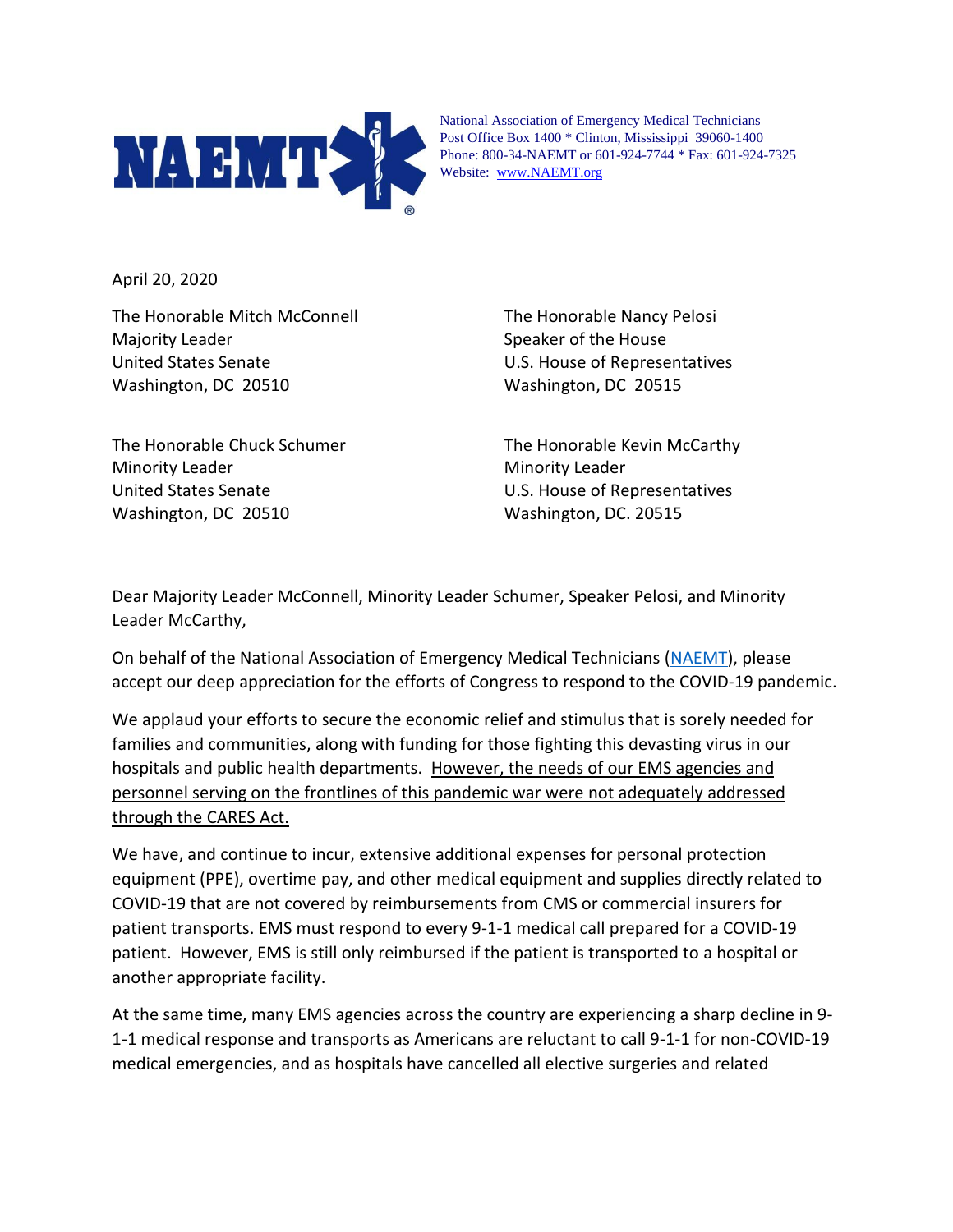National Association of Emergency Medical Technicians
Post Office Box 1400 * Clinton, Mississippi 39060-1400
Phone: 800-34-NAEMT or 601-924-7744 * Fax: 601-924-7325
Website: [www.NAEMT.org](http://www.NAEMT.org)

April 20, 2020

The Honorable Mitch McConnell
Majority Leader
United States Senate
Washington, DC 20510

The Honorable Nancy Pelosi
Speaker of the House
U.S. House of Representatives
Washington, DC 20515

The Honorable Chuck Schumer
Minority Leader
United States Senate
Washington, DC 20510

The Honorable Kevin McCarthy
Minority Leader
U.S. House of Representatives
Washington, DC. 20515

Dear Majority Leader McConnell, Minority Leader Schumer, Speaker Pelosi, and Minority Leader McCarthy,

On behalf of the National Association of Emergency Medical Technicians ([NAEMT](http://www.NAEMT.org)), please accept our deep appreciation for the efforts of Congress to respond to the COVID-19 pandemic.

We applaud your efforts to secure the economic relief and stimulus that is sorely needed for families and communities, along with funding for those fighting this devasting virus in our hospitals and public health departments. <u>However, the needs of our EMS agencies and personnel serving on the frontlines of this pandemic war were not adequately addressed through the CARES Act.</u>

We have, and continue to incur, extensive additional expenses for personal protection equipment (PPE), overtime pay, and other medical equipment and supplies directly related to COVID-19 that are not covered by reimbursements from CMS or commercial insurers for patient transports. EMS must respond to every 9-1-1 medical call prepared for a COVID-19 patient. However, EMS is still only reimbursed if the patient is transported to a hospital or another appropriate facility.

At the same time, many EMS agencies across the country are experiencing a sharp decline in 9-1-1 medical response and transports as Americans are reluctant to call 9-1-1 for non-COVID-19 medical emergencies, and as hospitals have cancelled all elective surgeries and related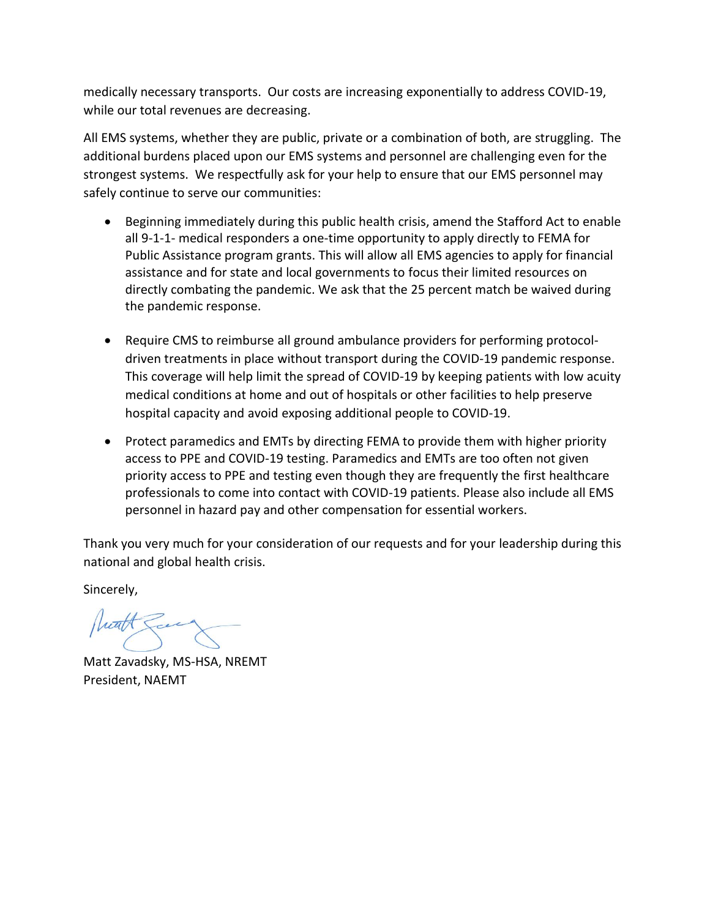medically necessary transports. Our costs are increasing exponentially to address COVID-19, while our total revenues are decreasing.

All EMS systems, whether they are public, private or a combination of both, are struggling. The additional burdens placed upon our EMS systems and personnel are challenging even for the strongest systems. We respectfully ask for your help to ensure that our EMS personnel may safely continue to serve our communities:

- Beginning immediately during this public health crisis, amend the Stafford Act to enable all 9-1-1- medical responders a one-time opportunity to apply directly to FEMA for Public Assistance program grants. This will allow all EMS agencies to apply for financial assistance and for state and local governments to focus their limited resources on directly combating the pandemic. We ask that the 25 percent match be waived during the pandemic response.

- Require CMS to reimburse all ground ambulance providers for performing protocol-driven treatments in place without transport during the COVID-19 pandemic response. This coverage will help limit the spread of COVID-19 by keeping patients with low acuity medical conditions at home and out of hospitals or other facilities to help preserve hospital capacity and avoid exposing additional people to COVID-19.

- Protect paramedics and EMTs by directing FEMA to provide them with higher priority access to PPE and COVID-19 testing. Paramedics and EMTs are too often not given priority access to PPE and testing even though they are frequently the first healthcare professionals to come into contact with COVID-19 patients. Please also include all EMS personnel in hazard pay and other compensation for essential workers.

Thank you very much for your consideration of our requests and for your leadership during this national and global health crisis.

Sincerely,

Matt Zavadsky, MS-HSA, NREMT
President, NAEMT